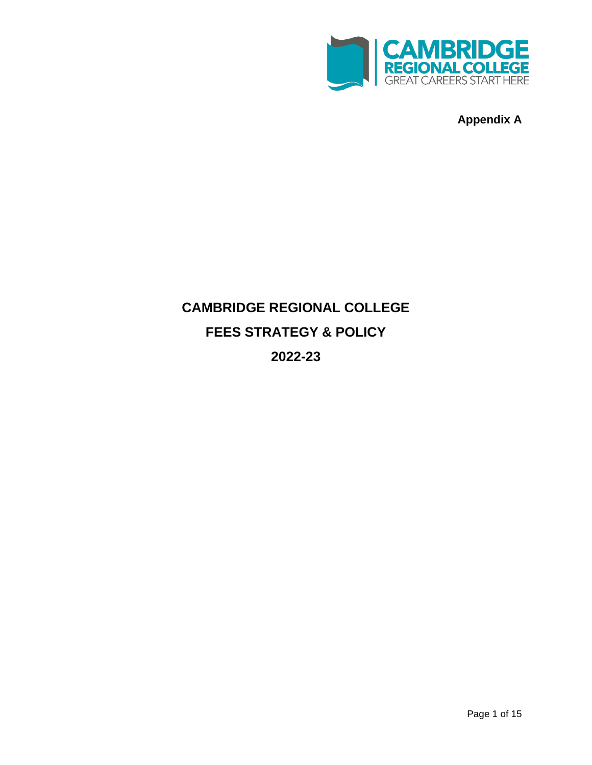**Appendix A**

# CAMBRIDGE REGIONAL COLLEGE

# FEES STRATEGY & POLICY

# 2022-23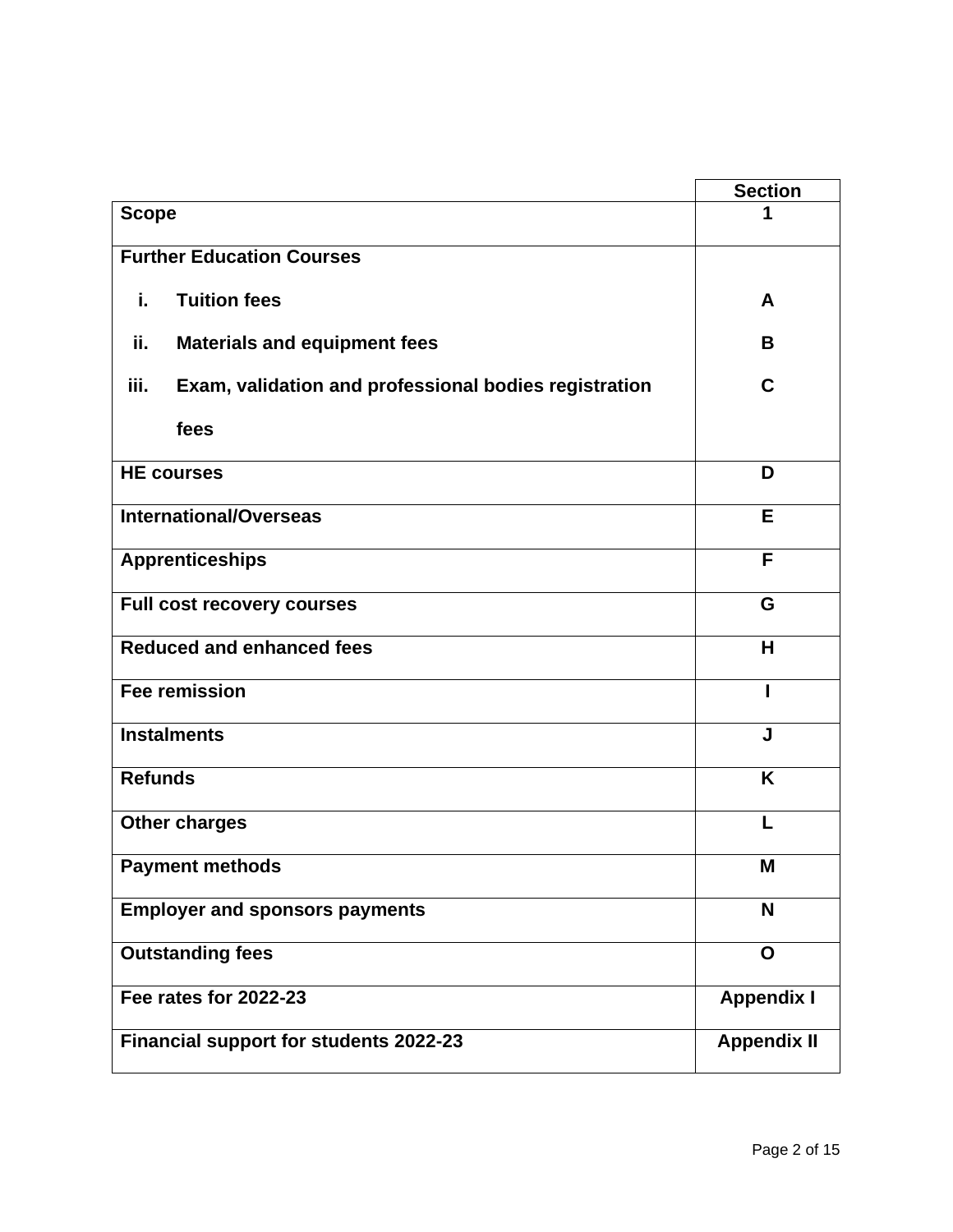| | Section |
|---|---|
| **Scope** | **1** |
| **Further Education Courses** | |
| **i. Tuition fees** | **A** |
| **ii. Materials and equipment fees** | **B** |
| **iii. Exam, validation and professional bodies registration fees** | **C** |
| **HE courses** | **D** |
| **International/Overseas** | **E** |
| **Apprenticeships** | **F** |
| **Full cost recovery courses** | **G** |
| **Reduced and enhanced fees** | **H** |
| **Fee remission** | **I** |
| **Instalments** | **J** |
| **Refunds** | **K** |
| **Other charges** | **L** |
| **Payment methods** | **M** |
| **Employer and sponsors payments** | **N** |
| **Outstanding fees** | **O** |
| **Fee rates for 2022-23** | **Appendix I** |
| **Financial support for students 2022-23** | **Appendix II** |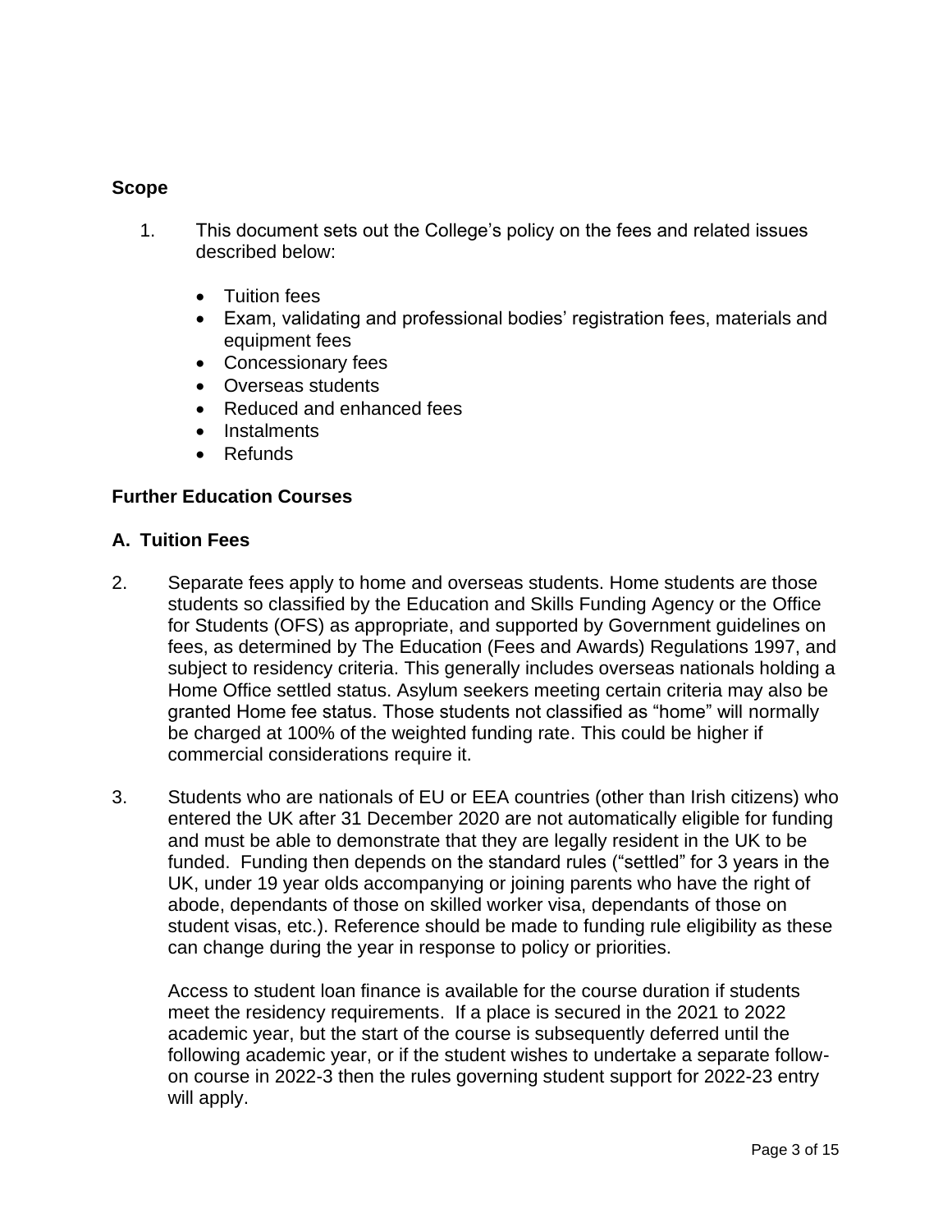## Scope

1. This document sets out the College's policy on the fees and related issues described below:

   - Tuition fees
   - Exam, validating and professional bodies' registration fees, materials and equipment fees
   - Concessionary fees
   - Overseas students
   - Reduced and enhanced fees
   - Instalments
   - Refunds

## Further Education Courses

### A. Tuition Fees

2. Separate fees apply to home and overseas students. Home students are those students so classified by the Education and Skills Funding Agency or the Office for Students (OFS) as appropriate, and supported by Government guidelines on fees, as determined by The Education (Fees and Awards) Regulations 1997, and subject to residency criteria. This generally includes overseas nationals holding a Home Office settled status. Asylum seekers meeting certain criteria may also be granted Home fee status. Those students not classified as "home" will normally be charged at 100% of the weighted funding rate. This could be higher if commercial considerations require it.

3. Students who are nationals of EU or EEA countries (other than Irish citizens) who entered the UK after 31 December 2020 are not automatically eligible for funding and must be able to demonstrate that they are legally resident in the UK to be funded. Funding then depends on the standard rules ("settled" for 3 years in the UK, under 19 year olds accompanying or joining parents who have the right of abode, dependants of those on skilled worker visa, dependants of those on student visas, etc.). Reference should be made to funding rule eligibility as these can change during the year in response to policy or priorities.

   Access to student loan finance is available for the course duration if students meet the residency requirements. If a place is secured in the 2021 to 2022 academic year, but the start of the course is subsequently deferred until the following academic year, or if the student wishes to undertake a separate follow-on course in 2022-3 then the rules governing student support for 2022-23 entry will apply.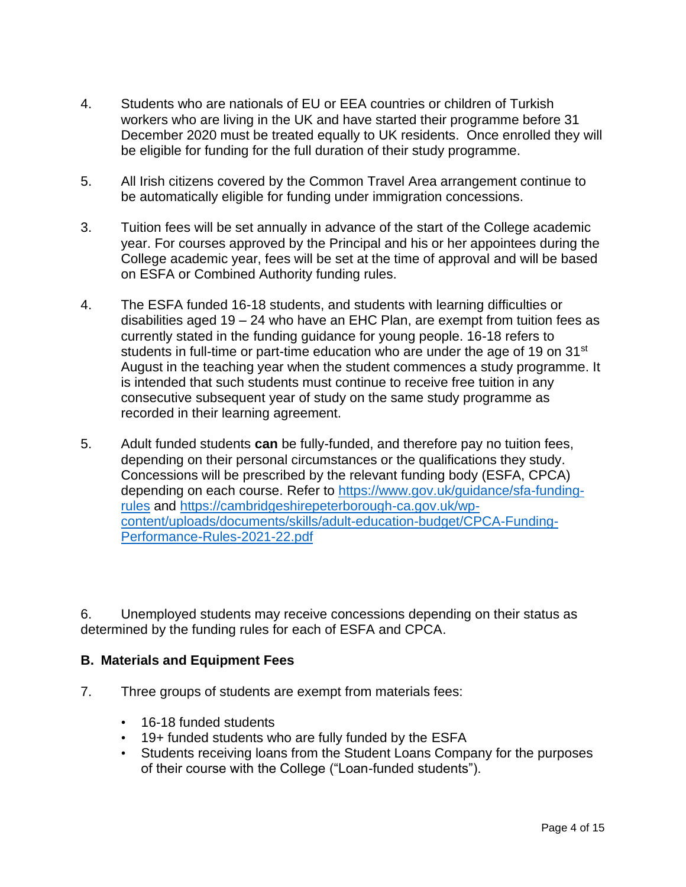4. Students who are nationals of EU or EEA countries or children of Turkish workers who are living in the UK and have started their programme before 31 December 2020 must be treated equally to UK residents. Once enrolled they will be eligible for funding for the full duration of their study programme.

5. All Irish citizens covered by the Common Travel Area arrangement continue to be automatically eligible for funding under immigration concessions.

3. Tuition fees will be set annually in advance of the start of the College academic year. For courses approved by the Principal and his or her appointees during the College academic year, fees will be set at the time of approval and will be based on ESFA or Combined Authority funding rules.

4. The ESFA funded 16-18 students, and students with learning difficulties or disabilities aged 19 – 24 who have an EHC Plan, are exempt from tuition fees as currently stated in the funding guidance for young people. 16-18 refers to students in full-time or part-time education who are under the age of 19 on 31st August in the teaching year when the student commences a study programme. It is intended that such students must continue to receive free tuition in any consecutive subsequent year of study on the same study programme as recorded in their learning agreement.

5. Adult funded students **can** be fully-funded, and therefore pay no tuition fees, depending on their personal circumstances or the qualifications they study. Concessions will be prescribed by the relevant funding body (ESFA, CPCA) depending on each course. Refer to [https://www.gov.uk/guidance/sfa-funding-rules](https://www.gov.uk/guidance/sfa-funding-rules) and [https://cambridgeshirepeterborough-ca.gov.uk/wp-content/uploads/documents/skills/adult-education-budget/CPCA-Funding-Performance-Rules-2021-22.pdf](https://cambridgeshirepeterborough-ca.gov.uk/wp-content/uploads/documents/skills/adult-education-budget/CPCA-Funding-Performance-Rules-2021-22.pdf)

6. Unemployed students may receive concessions depending on their status as determined by the funding rules for each of ESFA and CPCA.

**B. Materials and Equipment Fees**

7. Three groups of students are exempt from materials fees:

   - 16-18 funded students
   - 19+ funded students who are fully funded by the ESFA
   - Students receiving loans from the Student Loans Company for the purposes of their course with the College ("Loan-funded students").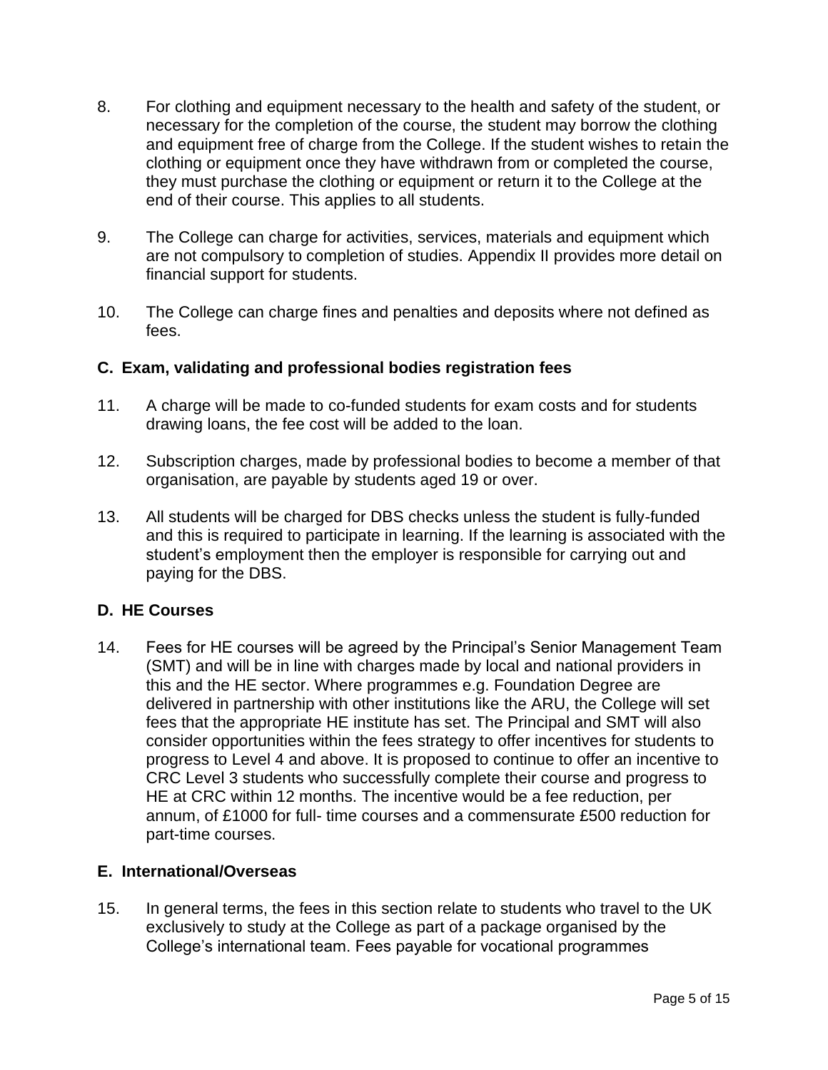8. For clothing and equipment necessary to the health and safety of the student, or necessary for the completion of the course, the student may borrow the clothing and equipment free of charge from the College. If the student wishes to retain the clothing or equipment once they have withdrawn from or completed the course, they must purchase the clothing or equipment or return it to the College at the end of their course. This applies to all students.

9. The College can charge for activities, services, materials and equipment which are not compulsory to completion of studies. Appendix II provides more detail on financial support for students.

10. The College can charge fines and penalties and deposits where not defined as fees.

### C. Exam, validating and professional bodies registration fees

11. A charge will be made to co-funded students for exam costs and for students drawing loans, the fee cost will be added to the loan.

12. Subscription charges, made by professional bodies to become a member of that organisation, are payable by students aged 19 or over.

13. All students will be charged for DBS checks unless the student is fully-funded and this is required to participate in learning. If the learning is associated with the student's employment then the employer is responsible for carrying out and paying for the DBS.

### D. HE Courses

14. Fees for HE courses will be agreed by the Principal's Senior Management Team (SMT) and will be in line with charges made by local and national providers in this and the HE sector. Where programmes e.g. Foundation Degree are delivered in partnership with other institutions like the ARU, the College will set fees that the appropriate HE institute has set. The Principal and SMT will also consider opportunities within the fees strategy to offer incentives for students to progress to Level 4 and above. It is proposed to continue to offer an incentive to CRC Level 3 students who successfully complete their course and progress to HE at CRC within 12 months. The incentive would be a fee reduction, per annum, of £1000 for full- time courses and a commensurate £500 reduction for part-time courses.

### E. International/Overseas

15. In general terms, the fees in this section relate to students who travel to the UK exclusively to study at the College as part of a package organised by the College's international team. Fees payable for vocational programmes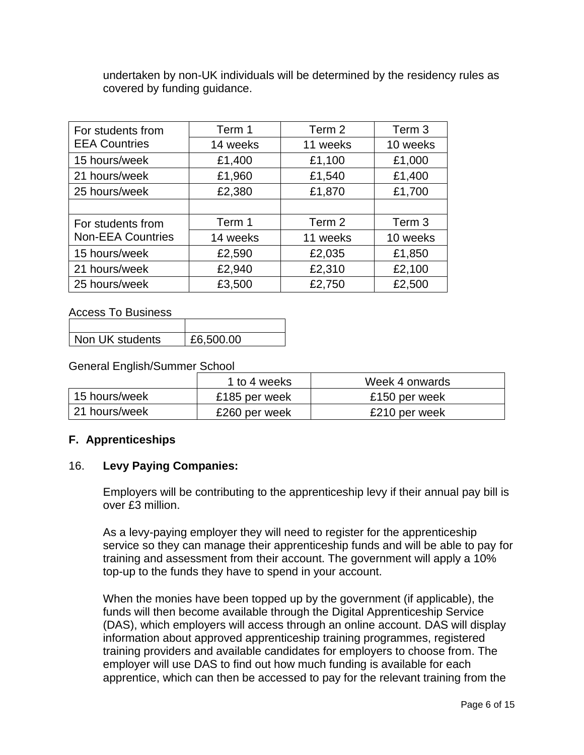undertaken by non-UK individuals will be determined by the residency rules as covered by funding guidance.

| For students from EEA Countries | Term 1 | Term 2 | Term 3 |
| --- | --- | --- | --- |
| | 14 weeks | 11 weeks | 10 weeks |
| 15 hours/week | £1,400 | £1,100 | £1,000 |
| 21 hours/week | £1,960 | £1,540 | £1,400 |
| 25 hours/week | £2,380 | £1,870 | £1,700 |
| | | | |
| For students from Non-EEA Countries | Term 1 | Term 2 | Term 3 |
| | 14 weeks | 11 weeks | 10 weeks |
| 15 hours/week | £2,590 | £2,035 | £1,850 |
| 21 hours/week | £2,940 | £2,310 | £2,100 |
| 25 hours/week | £3,500 | £2,750 | £2,500 |

Access To Business

| | |
| --- | --- |
| Non UK students | £6,500.00 |

General English/Summer School

| | 1 to 4 weeks | Week 4 onwards |
| --- | --- | --- |
| 15 hours/week | £185 per week | £150 per week |
| 21 hours/week | £260 per week | £210 per week |

## F. Apprenticeships

16. **Levy Paying Companies:**

Employers will be contributing to the apprenticeship levy if their annual pay bill is over £3 million.

As a levy-paying employer they will need to register for the apprenticeship service so they can manage their apprenticeship funds and will be able to pay for training and assessment from their account. The government will apply a 10% top-up to the funds they have to spend in your account.

When the monies have been topped up by the government (if applicable), the funds will then become available through the Digital Apprenticeship Service (DAS), which employers will access through an online account. DAS will display information about approved apprenticeship training programmes, registered training providers and available candidates for employers to choose from. The employer will use DAS to find out how much funding is available for each apprentice, which can then be accessed to pay for the relevant training from the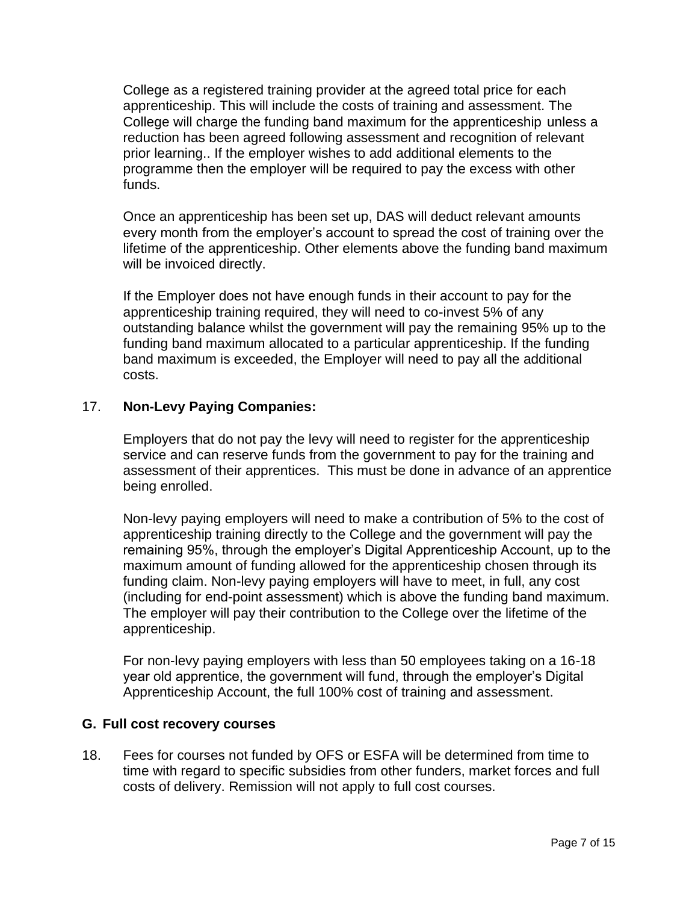College as a registered training provider at the agreed total price for each apprenticeship. This will include the costs of training and assessment. The College will charge the funding band maximum for the apprenticeship unless a reduction has been agreed following assessment and recognition of relevant prior learning.. If the employer wishes to add additional elements to the programme then the employer will be required to pay the excess with other funds.

Once an apprenticeship has been set up, DAS will deduct relevant amounts every month from the employer's account to spread the cost of training over the lifetime of the apprenticeship. Other elements above the funding band maximum will be invoiced directly.

If the Employer does not have enough funds in their account to pay for the apprenticeship training required, they will need to co-invest 5% of any outstanding balance whilst the government will pay the remaining 95% up to the funding band maximum allocated to a particular apprenticeship. If the funding band maximum is exceeded, the Employer will need to pay all the additional costs.

17. **Non-Levy Paying Companies:**

Employers that do not pay the levy will need to register for the apprenticeship service and can reserve funds from the government to pay for the training and assessment of their apprentices. This must be done in advance of an apprentice being enrolled.

Non-levy paying employers will need to make a contribution of 5% to the cost of apprenticeship training directly to the College and the government will pay the remaining 95%, through the employer's Digital Apprenticeship Account, up to the maximum amount of funding allowed for the apprenticeship chosen through its funding claim. Non-levy paying employers will have to meet, in full, any cost (including for end-point assessment) which is above the funding band maximum. The employer will pay their contribution to the College over the lifetime of the apprenticeship.

For non-levy paying employers with less than 50 employees taking on a 16-18 year old apprentice, the government will fund, through the employer's Digital Apprenticeship Account, the full 100% cost of training and assessment.

## G. Full cost recovery courses

18. Fees for courses not funded by OFS or ESFA will be determined from time to time with regard to specific subsidies from other funders, market forces and full costs of delivery. Remission will not apply to full cost courses.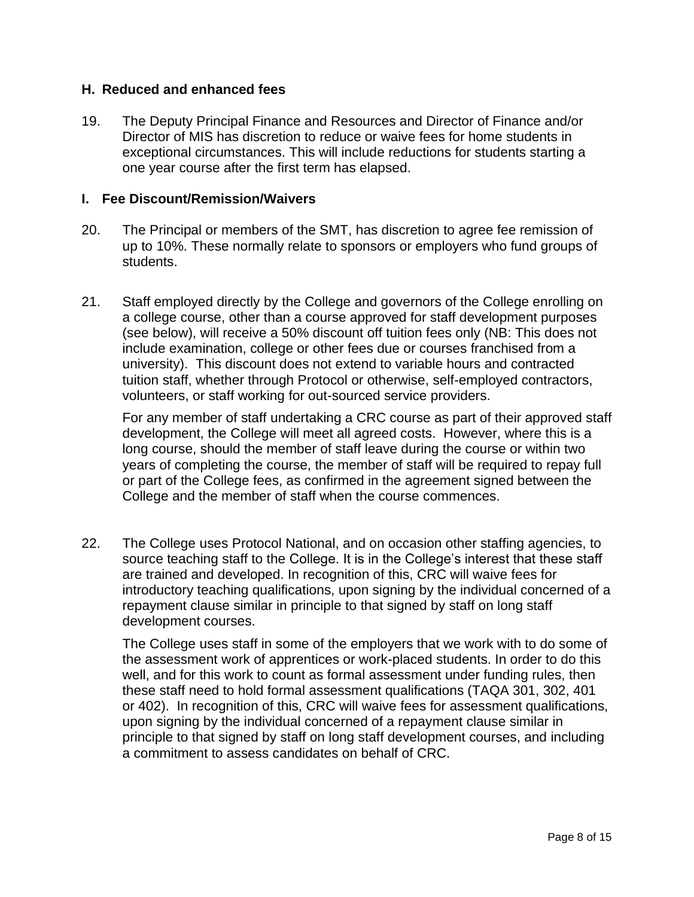### H. Reduced and enhanced fees

19. The Deputy Principal Finance and Resources and Director of Finance and/or Director of MIS has discretion to reduce or waive fees for home students in exceptional circumstances. This will include reductions for students starting a one year course after the first term has elapsed.

### I. Fee Discount/Remission/Waivers

20. The Principal or members of the SMT, has discretion to agree fee remission of up to 10%. These normally relate to sponsors or employers who fund groups of students.

21. Staff employed directly by the College and governors of the College enrolling on a college course, other than a course approved for staff development purposes (see below), will receive a 50% discount off tuition fees only (NB: This does not include examination, college or other fees due or courses franchised from a university). This discount does not extend to variable hours and contracted tuition staff, whether through Protocol or otherwise, self-employed contractors, volunteers, or staff working for out-sourced service providers.

    For any member of staff undertaking a CRC course as part of their approved staff development, the College will meet all agreed costs. However, where this is a long course, should the member of staff leave during the course or within two years of completing the course, the member of staff will be required to repay full or part of the College fees, as confirmed in the agreement signed between the College and the member of staff when the course commences.

22. The College uses Protocol National, and on occasion other staffing agencies, to source teaching staff to the College. It is in the College's interest that these staff are trained and developed. In recognition of this, CRC will waive fees for introductory teaching qualifications, upon signing by the individual concerned of a repayment clause similar in principle to that signed by staff on long staff development courses.

    The College uses staff in some of the employers that we work with to do some of the assessment work of apprentices or work-placed students. In order to do this well, and for this work to count as formal assessment under funding rules, then these staff need to hold formal assessment qualifications (TAQA 301, 302, 401 or 402). In recognition of this, CRC will waive fees for assessment qualifications, upon signing by the individual concerned of a repayment clause similar in principle to that signed by staff on long staff development courses, and including a commitment to assess candidates on behalf of CRC.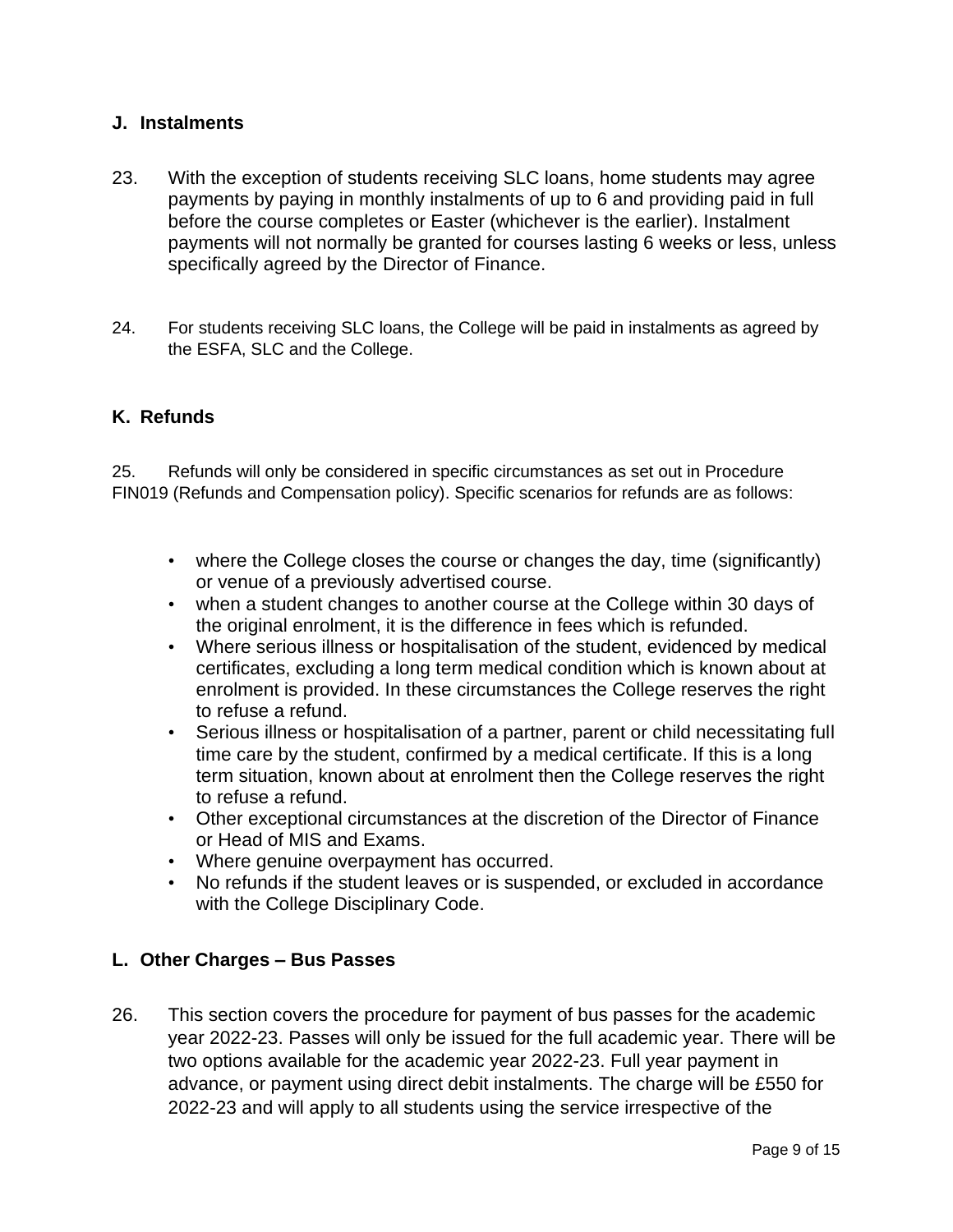## J. Instalments

23. With the exception of students receiving SLC loans, home students may agree payments by paying in monthly instalments of up to 6 and providing paid in full before the course completes or Easter (whichever is the earlier). Instalment payments will not normally be granted for courses lasting 6 weeks or less, unless specifically agreed by the Director of Finance.

24. For students receiving SLC loans, the College will be paid in instalments as agreed by the ESFA, SLC and the College.

## K. Refunds

25. Refunds will only be considered in specific circumstances as set out in Procedure FIN019 (Refunds and Compensation policy). Specific scenarios for refunds are as follows:

- where the College closes the course or changes the day, time (significantly) or venue of a previously advertised course.
- when a student changes to another course at the College within 30 days of the original enrolment, it is the difference in fees which is refunded.
- Where serious illness or hospitalisation of the student, evidenced by medical certificates, excluding a long term medical condition which is known about at enrolment is provided. In these circumstances the College reserves the right to refuse a refund.
- Serious illness or hospitalisation of a partner, parent or child necessitating full time care by the student, confirmed by a medical certificate. If this is a long term situation, known about at enrolment then the College reserves the right to refuse a refund.
- Other exceptional circumstances at the discretion of the Director of Finance or Head of MIS and Exams.
- Where genuine overpayment has occurred.
- No refunds if the student leaves or is suspended, or excluded in accordance with the College Disciplinary Code.

## L. Other Charges – Bus Passes

26. This section covers the procedure for payment of bus passes for the academic year 2022-23. Passes will only be issued for the full academic year. There will be two options available for the academic year 2022-23. Full year payment in advance, or payment using direct debit instalments. The charge will be £550 for 2022-23 and will apply to all students using the service irrespective of the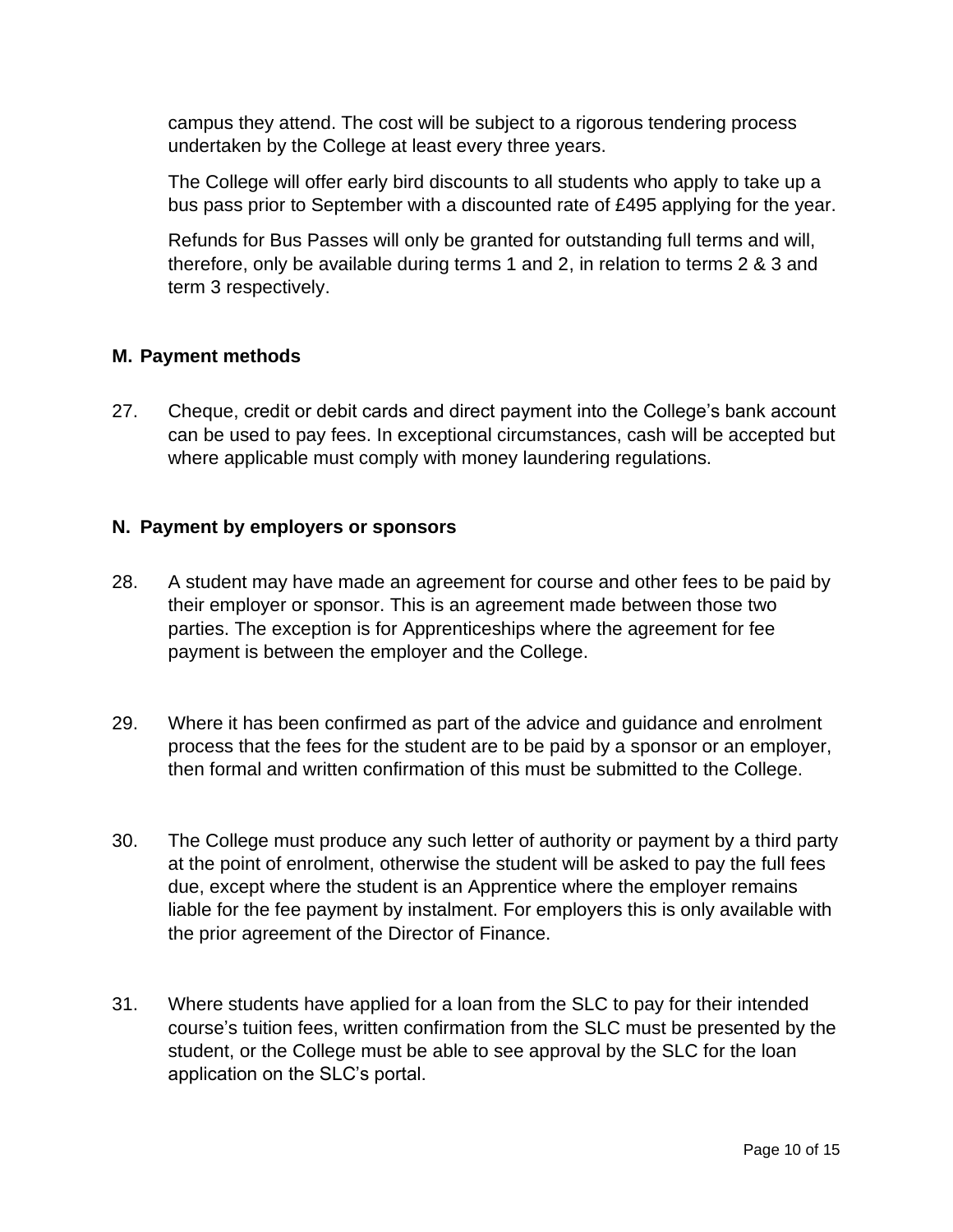campus they attend. The cost will be subject to a rigorous tendering process undertaken by the College at least every three years.

The College will offer early bird discounts to all students who apply to take up a bus pass prior to September with a discounted rate of £495 applying for the year.

Refunds for Bus Passes will only be granted for outstanding full terms and will, therefore, only be available during terms 1 and 2, in relation to terms 2 & 3 and term 3 respectively.

## M. Payment methods

27. Cheque, credit or debit cards and direct payment into the College's bank account can be used to pay fees. In exceptional circumstances, cash will be accepted but where applicable must comply with money laundering regulations.

## N. Payment by employers or sponsors

28. A student may have made an agreement for course and other fees to be paid by their employer or sponsor. This is an agreement made between those two parties. The exception is for Apprenticeships where the agreement for fee payment is between the employer and the College.

29. Where it has been confirmed as part of the advice and guidance and enrolment process that the fees for the student are to be paid by a sponsor or an employer, then formal and written confirmation of this must be submitted to the College.

30. The College must produce any such letter of authority or payment by a third party at the point of enrolment, otherwise the student will be asked to pay the full fees due, except where the student is an Apprentice where the employer remains liable for the fee payment by instalment. For employers this is only available with the prior agreement of the Director of Finance.

31. Where students have applied for a loan from the SLC to pay for their intended course's tuition fees, written confirmation from the SLC must be presented by the student, or the College must be able to see approval by the SLC for the loan application on the SLC's portal.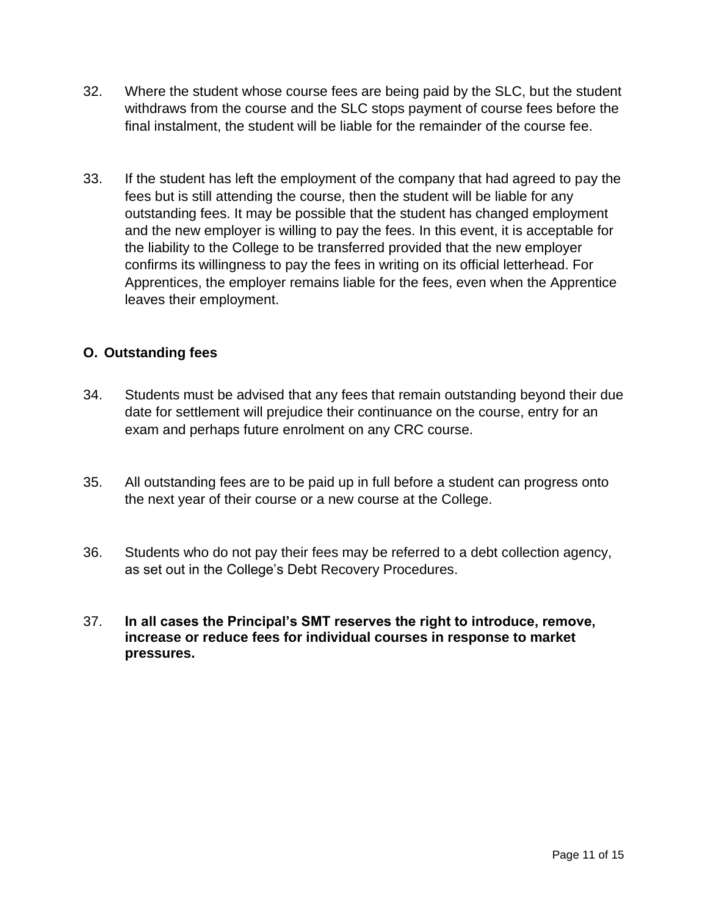32. Where the student whose course fees are being paid by the SLC, but the student withdraws from the course and the SLC stops payment of course fees before the final instalment, the student will be liable for the remainder of the course fee.

33. If the student has left the employment of the company that had agreed to pay the fees but is still attending the course, then the student will be liable for any outstanding fees. It may be possible that the student has changed employment and the new employer is willing to pay the fees. In this event, it is acceptable for the liability to the College to be transferred provided that the new employer confirms its willingness to pay the fees in writing on its official letterhead. For Apprentices, the employer remains liable for the fees, even when the Apprentice leaves their employment.

## O. Outstanding fees

34. Students must be advised that any fees that remain outstanding beyond their due date for settlement will prejudice their continuance on the course, entry for an exam and perhaps future enrolment on any CRC course.

35. All outstanding fees are to be paid up in full before a student can progress onto the next year of their course or a new course at the College.

36. Students who do not pay their fees may be referred to a debt collection agency, as set out in the College's Debt Recovery Procedures.

37. **In all cases the Principal's SMT reserves the right to introduce, remove, increase or reduce fees for individual courses in response to market pressures.**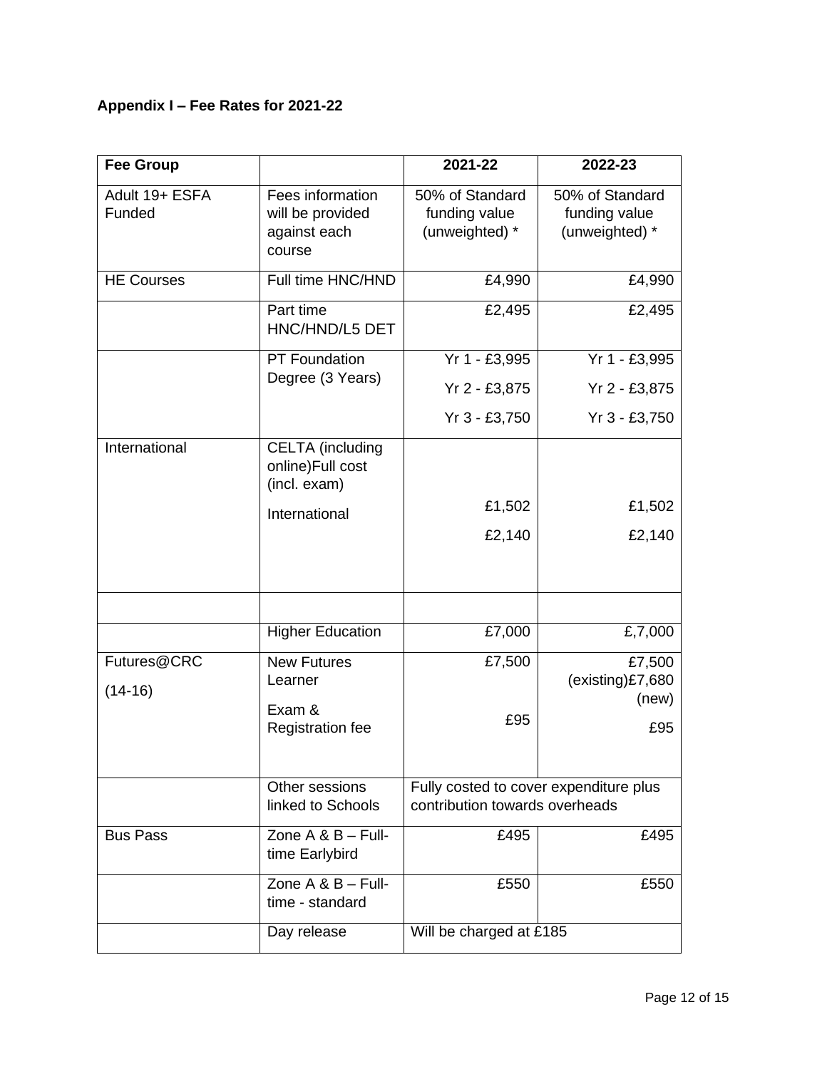**Appendix I – Fee Rates for 2021-22**

| Fee Group | | 2021-22 | 2022-23 |
|---|---|---|---|
| Adult 19+ ESFA Funded | Fees information will be provided against each course | 50% of Standard funding value (unweighted) * | 50% of Standard funding value (unweighted) * |
| HE Courses | Full time HNC/HND | £4,990 | £4,990 |
| | Part time HNC/HND/L5 DET | £2,495 | £2,495 |
| | PT Foundation Degree (3 Years) | Yr 1 - £3,995<br>Yr 2 - £3,875<br>Yr 3 - £3,750 | Yr 1 - £3,995<br>Yr 2 - £3,875<br>Yr 3 - £3,750 |
| International | CELTA (including online)Full cost (incl. exam)<br>International | £1,502<br>£2,140 | £1,502<br>£2,140 |
| | | | |
| | Higher Education | £7,000 | £,7,000 |
| Futures@CRC (14-16) | New Futures Learner<br>Exam & Registration fee | £7,500<br>£95 | £7,500 (existing)£7,680 (new)<br>£95 |
| | Other sessions linked to Schools | Fully costed to cover expenditure plus contribution towards overheads | |
| Bus Pass | Zone A & B – Full-time Earlybird | £495 | £495 |
| | Zone A & B – Full-time - standard | £550 | £550 |
| | Day release | Will be charged at £185 | |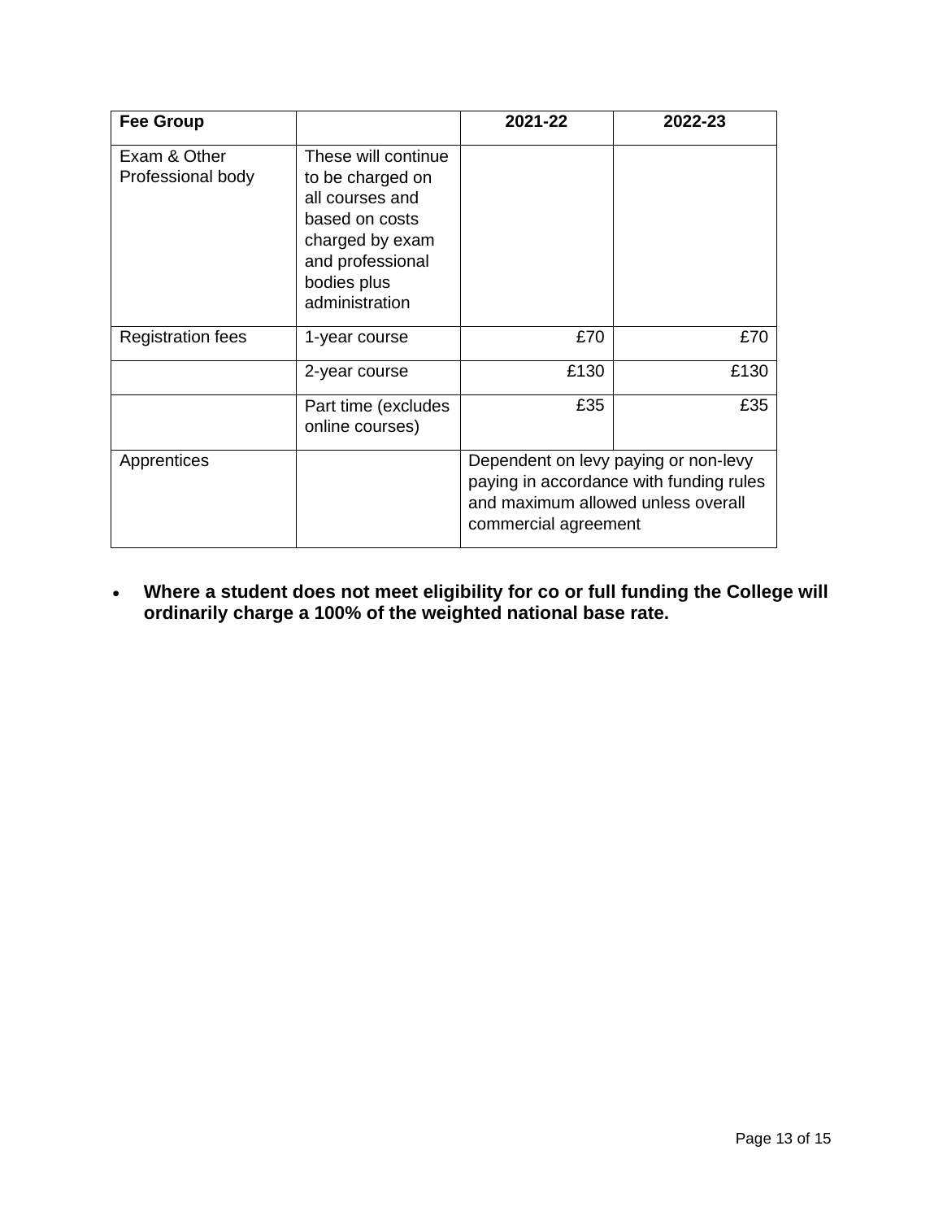| Fee Group | | 2021-22 | 2022-23 |
|---|---|---|---|
| Exam & Other Professional body | These will continue to be charged on all courses and based on costs charged by exam and professional bodies plus administration | | |
| Registration fees | 1-year course | £70 | £70 |
| | 2-year course | £130 | £130 |
| | Part time (excludes online courses) | £35 | £35 |
| Apprentices | | Dependent on levy paying or non-levy paying in accordance with funding rules and maximum allowed unless overall commercial agreement | |

- **Where a student does not meet eligibility for co or full funding the College will ordinarily charge a 100% of the weighted national base rate.**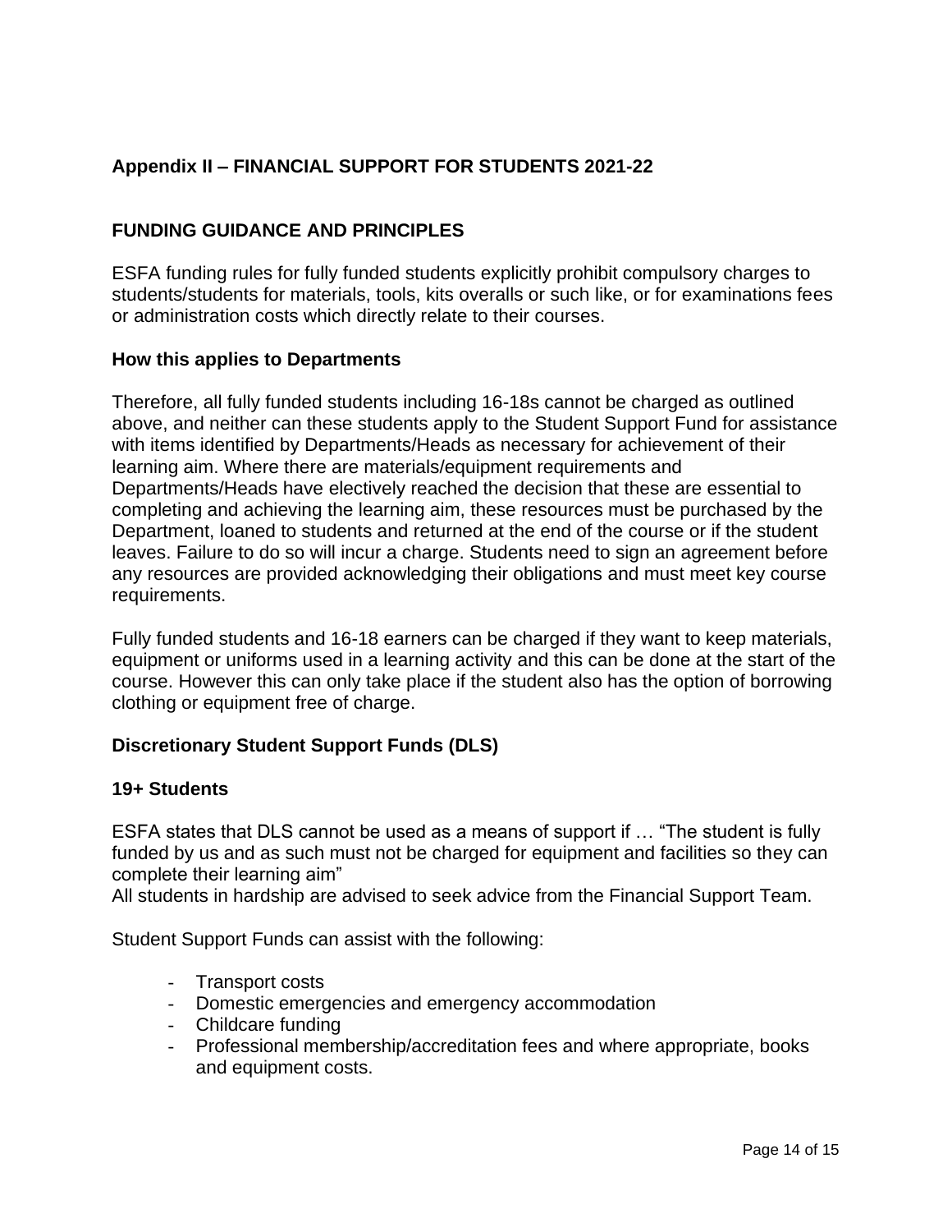## Appendix II – FINANCIAL SUPPORT FOR STUDENTS 2021-22

### FUNDING GUIDANCE AND PRINCIPLES

ESFA funding rules for fully funded students explicitly prohibit compulsory charges to students/students for materials, tools, kits overalls or such like, or for examinations fees or administration costs which directly relate to their courses.

### How this applies to Departments

Therefore, all fully funded students including 16-18s cannot be charged as outlined above, and neither can these students apply to the Student Support Fund for assistance with items identified by Departments/Heads as necessary for achievement of their learning aim. Where there are materials/equipment requirements and Departments/Heads have electively reached the decision that these are essential to completing and achieving the learning aim, these resources must be purchased by the Department, loaned to students and returned at the end of the course or if the student leaves. Failure to do so will incur a charge. Students need to sign an agreement before any resources are provided acknowledging their obligations and must meet key course requirements.

Fully funded students and 16-18 earners can be charged if they want to keep materials, equipment or uniforms used in a learning activity and this can be done at the start of the course. However this can only take place if the student also has the option of borrowing clothing or equipment free of charge.

### Discretionary Student Support Funds (DLS)

### 19+ Students

ESFA states that DLS cannot be used as a means of support if … "The student is fully funded by us and as such must not be charged for equipment and facilities so they can complete their learning aim"
All students in hardship are advised to seek advice from the Financial Support Team.

Student Support Funds can assist with the following:

- Transport costs
- Domestic emergencies and emergency accommodation
- Childcare funding
- Professional membership/accreditation fees and where appropriate, books and equipment costs.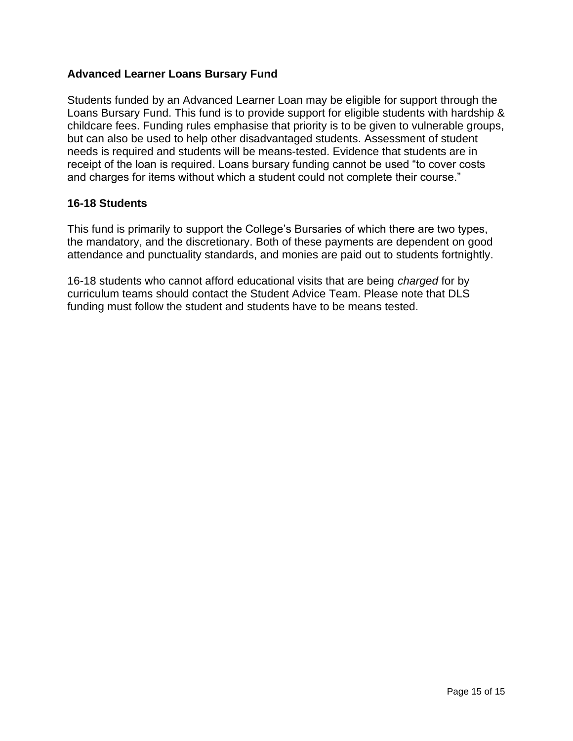**Advanced Learner Loans Bursary Fund**

Students funded by an Advanced Learner Loan may be eligible for support through the Loans Bursary Fund. This fund is to provide support for eligible students with hardship & childcare fees. Funding rules emphasise that priority is to be given to vulnerable groups, but can also be used to help other disadvantaged students. Assessment of student needs is required and students will be means-tested. Evidence that students are in receipt of the loan is required. Loans bursary funding cannot be used "to cover costs and charges for items without which a student could not complete their course."

**16-18 Students**

This fund is primarily to support the College's Bursaries of which there are two types, the mandatory, and the discretionary. Both of these payments are dependent on good attendance and punctuality standards, and monies are paid out to students fortnightly.

16-18 students who cannot afford educational visits that are being *charged* for by curriculum teams should contact the Student Advice Team. Please note that DLS funding must follow the student and students have to be means tested.